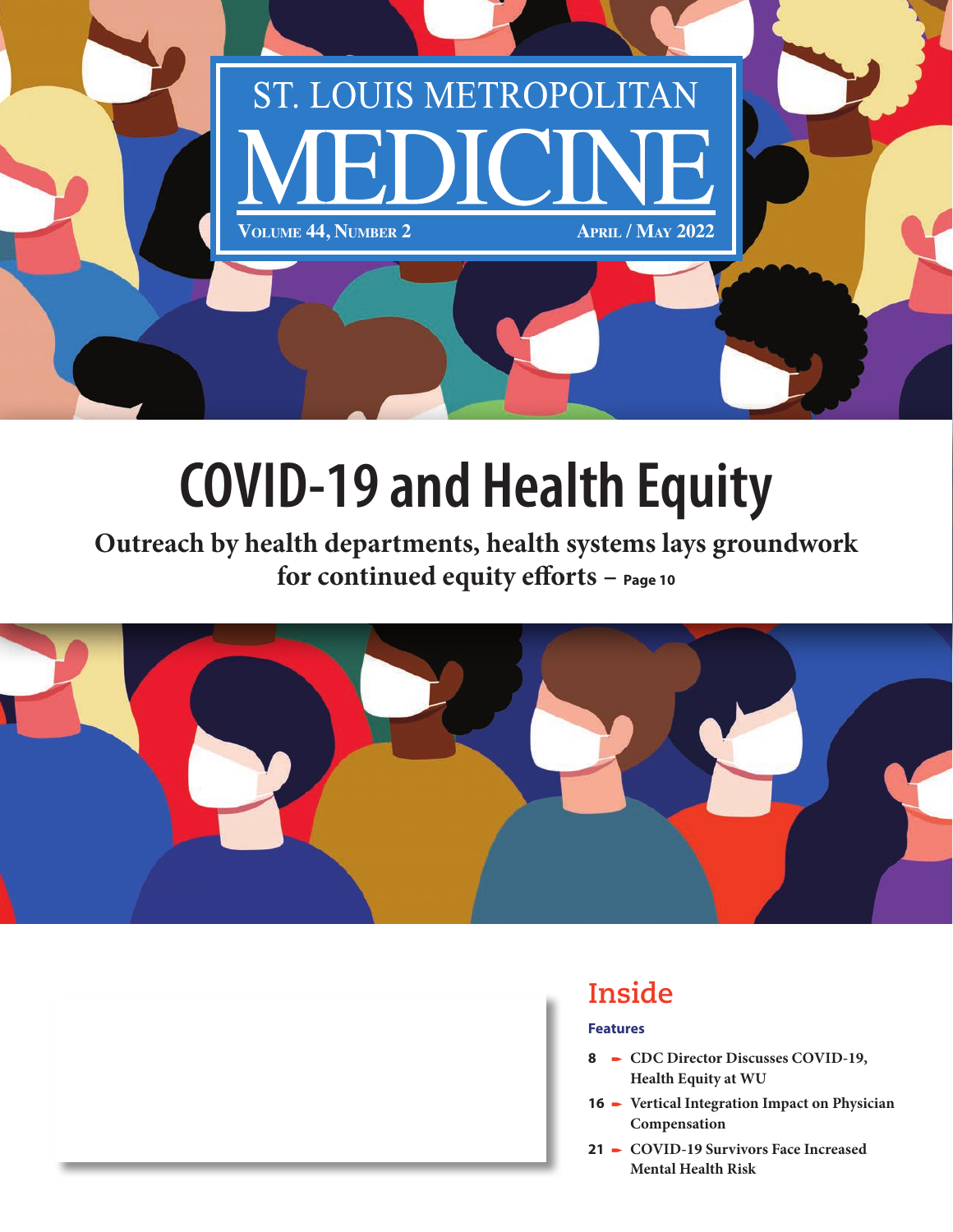# ST. LOUIS METROPOLITAN MEDICINE

VOLUME 44, NUMBER 2 — APRIL / MAY 2022

# COVID-19 and Health Equity

**Outreach by health departments, health systems lays groundwork for continued equity efforts – Page 10**

## Inside

**Features**

- 8 – CDC Director Discusses COVID-19, Health Equity at WU
- 16 – Vertical Integration Impact on Physician Compensation
- 21 – COVID-19 Survivors Face Increased Mental Health Risk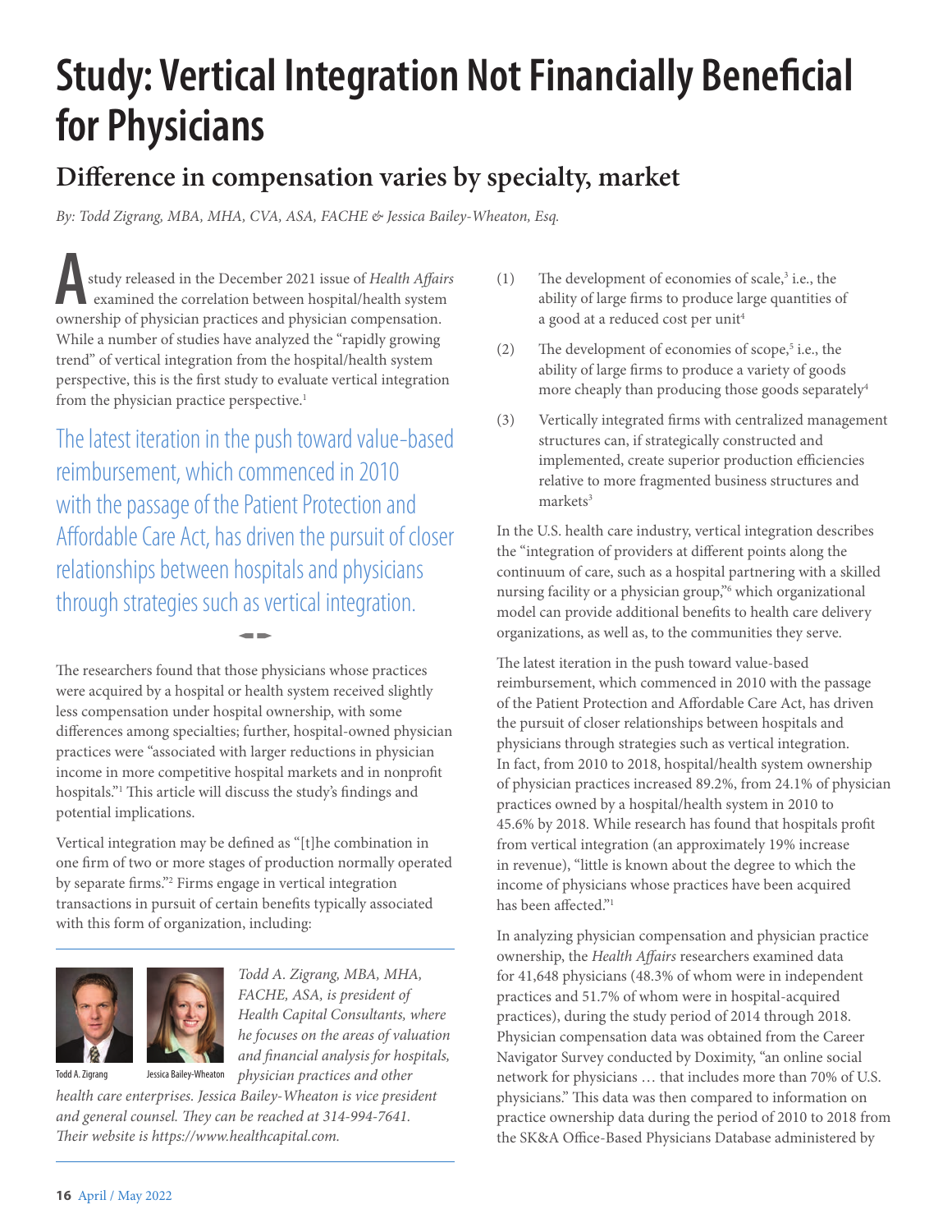# Study: Vertical Integration Not Financially Beneficial for Physicians

## Difference in compensation varies by specialty, market

*By: Todd Zigrang, MBA, MHA, CVA, ASA, FACHE & Jessica Bailey-Wheaton, Esq.*

A study released in the December 2021 issue of *Health Affairs* examined the correlation between hospital/health system ownership of physician practices and physician compensation. While a number of studies have analyzed the "rapidly growing trend" of vertical integration from the hospital/health system perspective, this is the first study to evaluate vertical integration from the physician practice perspective.[1]

> The latest iteration in the push toward value-based reimbursement, which commenced in 2010 with the passage of the Patient Protection and Affordable Care Act, has driven the pursuit of closer relationships between hospitals and physicians through strategies such as vertical integration.

The researchers found that those physicians whose practices were acquired by a hospital or health system received slightly less compensation under hospital ownership, with some differences among specialties; further, hospital-owned physician practices were "associated with larger reductions in physician income in more competitive hospital markets and in nonprofit hospitals."[1] This article will discuss the study's findings and potential implications.

Vertical integration may be defined as "[t]he combination in one firm of two or more stages of production normally operated by separate firms."[2] Firms engage in vertical integration transactions in pursuit of certain benefits typically associated with this form of organization, including:

(1) The development of economies of scale,[3] i.e., the ability of large firms to produce large quantities of a good at a reduced cost per unit[4]

(2) The development of economies of scope,[5] i.e., the ability of large firms to produce a variety of goods more cheaply than producing those goods separately[4]

(3) Vertically integrated firms with centralized management structures can, if strategically constructed and implemented, create superior production efficiencies relative to more fragmented business structures and markets[3]

In the U.S. health care industry, vertical integration describes the "integration of providers at different points along the continuum of care, such as a hospital partnering with a skilled nursing facility or a physician group,"[6] which organizational model can provide additional benefits to health care delivery organizations, as well as, to the communities they serve.

The latest iteration in the push toward value-based reimbursement, which commenced in 2010 with the passage of the Patient Protection and Affordable Care Act, has driven the pursuit of closer relationships between hospitals and physicians through strategies such as vertical integration. In fact, from 2010 to 2018, hospital/health system ownership of physician practices increased 89.2%, from 24.1% of physician practices owned by a hospital/health system in 2010 to 45.6% by 2018. While research has found that hospitals profit from vertical integration (an approximately 19% increase in revenue), "little is known about the degree to which the income of physicians whose practices have been acquired has been affected."[1]

In analyzing physician compensation and physician practice ownership, the *Health Affairs* researchers examined data for 41,648 physicians (48.3% of whom were in independent practices and 51.7% of whom were in hospital-acquired practices), during the study period of 2014 through 2018. Physician compensation data was obtained from the Career Navigator Survey conducted by Doximity, "an online social network for physicians … that includes more than 70% of U.S. physicians." This data was then compared to information on practice ownership data during the period of 2010 to 2018 from the SK&A Office-Based Physicians Database administered by

Todd A. Zigrang | Jessica Bailey-Wheaton

*Todd A. Zigrang, MBA, MHA, FACHE, ASA, is president of Health Capital Consultants, where he focuses on the areas of valuation and financial analysis for hospitals, physician practices and other health care enterprises. Jessica Bailey-Wheaton is vice president and general counsel. They can be reached at 314-994-7641. Their website is https://www.healthcapital.com.*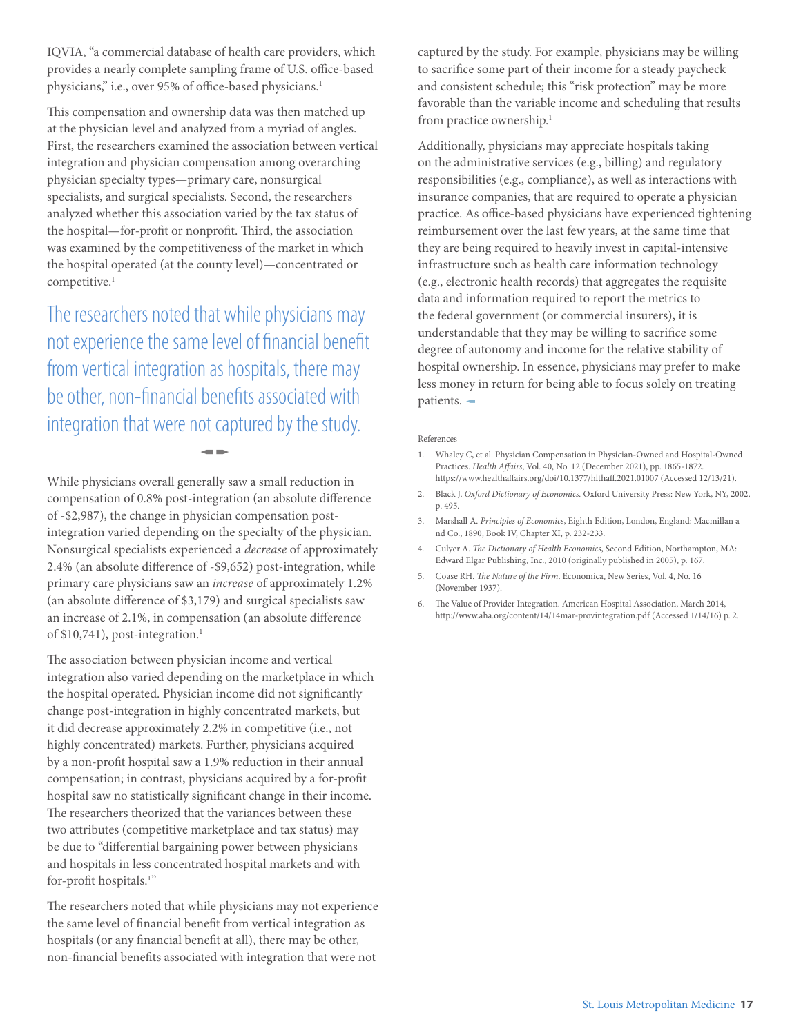IQVIA, "a commercial database of health care providers, which provides a nearly complete sampling frame of U.S. office-based physicians," i.e., over 95% of office-based physicians.[1]

This compensation and ownership data was then matched up at the physician level and analyzed from a myriad of angles. First, the researchers examined the association between vertical integration and physician compensation among overarching physician specialty types—primary care, nonsurgical specialists, and surgical specialists. Second, the researchers analyzed whether this association varied by the tax status of the hospital—for-profit or nonprofit. Third, the association was examined by the competitiveness of the market in which the hospital operated (at the county level)—concentrated or competitive.[1]

> The researchers noted that while physicians may not experience the same level of financial benefit from vertical integration as hospitals, there may be other, non-financial benefits associated with integration that were not captured by the study.

While physicians overall generally saw a small reduction in compensation of 0.8% post-integration (an absolute difference of -$2,987), the change in physician compensation post-integration varied depending on the specialty of the physician. Nonsurgical specialists experienced a *decrease* of approximately 2.4% (an absolute difference of -$9,652) post-integration, while primary care physicians saw an *increase* of approximately 1.2% (an absolute difference of $3,179) and surgical specialists saw an increase of 2.1%, in compensation (an absolute difference of $10,741), post-integration.[1]

The association between physician income and vertical integration also varied depending on the marketplace in which the hospital operated. Physician income did not significantly change post-integration in highly concentrated markets, but it did decrease approximately 2.2% in competitive (i.e., not highly concentrated) markets. Further, physicians acquired by a non-profit hospital saw a 1.9% reduction in their annual compensation; in contrast, physicians acquired by a for-profit hospital saw no statistically significant change in their income. The researchers theorized that the variances between these two attributes (competitive marketplace and tax status) may be due to "differential bargaining power between physicians and hospitals in less concentrated hospital markets and with for-profit hospitals.[1]"

The researchers noted that while physicians may not experience the same level of financial benefit from vertical integration as hospitals (or any financial benefit at all), there may be other, non-financial benefits associated with integration that were not captured by the study. For example, physicians may be willing to sacrifice some part of their income for a steady paycheck and consistent schedule; this "risk protection" may be more favorable than the variable income and scheduling that results from practice ownership.[1]

Additionally, physicians may appreciate hospitals taking on the administrative services (e.g., billing) and regulatory responsibilities (e.g., compliance), as well as interactions with insurance companies, that are required to operate a physician practice. As office-based physicians have experienced tightening reimbursement over the last few years, at the same time that they are being required to heavily invest in capital-intensive infrastructure such as health care information technology (e.g., electronic health records) that aggregates the requisite data and information required to report the metrics to the federal government (or commercial insurers), it is understandable that they may be willing to sacrifice some degree of autonomy and income for the relative stability of hospital ownership. In essence, physicians may prefer to make less money in return for being able to focus solely on treating patients.

References

1. Whaley C, et al. Physician Compensation in Physician-Owned and Hospital-Owned Practices. *Health Affairs*, Vol. 40, No. 12 (December 2021), pp. 1865-1872. https://www.healthaffairs.org/doi/10.1377/hlthaff.2021.01007 (Accessed 12/13/21).
2. Black J. *Oxford Dictionary of Economics.* Oxford University Press: New York, NY, 2002, p. 495.
3. Marshall A. *Principles of Economics*, Eighth Edition, London, England: Macmillan a nd Co., 1890, Book IV, Chapter XI, p. 232-233.
4. Culyer A. *The Dictionary of Health Economics*, Second Edition, Northampton, MA: Edward Elgar Publishing, Inc., 2010 (originally published in 2005), p. 167.
5. Coase RH. *The Nature of the Firm*. Economica, New Series, Vol. 4, No. 16 (November 1937).
6. The Value of Provider Integration. American Hospital Association, March 2014, http://www.aha.org/content/14/14mar-provintegration.pdf (Accessed 1/14/16) p. 2.